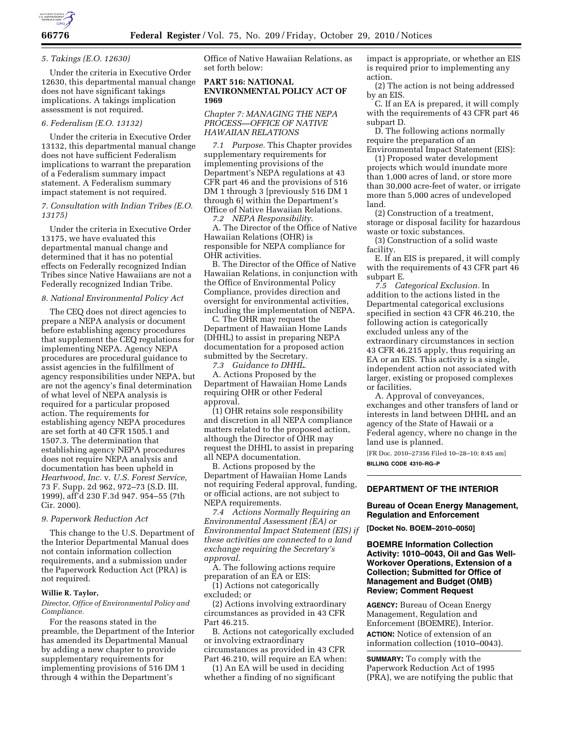*5. Takings (E.O. 12630)*

Under the criteria in Executive Order 12630, this departmental manual change does not have significant takings implications. A takings implication assessment is not required.

*6. Federalism (E.O. 13132)*

Under the criteria in Executive Order 13132, this departmental manual change does not have sufficient Federalism implications to warrant the preparation of a Federalism summary impact statement. A Federalism summary impact statement is not required.

*7. Consultation with Indian Tribes (E.O. 13175)*

Under the criteria in Executive Order 13175, we have evaluated this departmental manual change and determined that it has no potential effects on Federally recognized Indian Tribes since Native Hawaiians are not a Federally recognized Indian Tribe.

*8. National Environmental Policy Act*

The CEQ does not direct agencies to prepare a NEPA analysis or document before establishing agency procedures that supplement the CEQ regulations for implementing NEPA. Agency NEPA procedures are procedural guidance to assist agencies in the fulfillment of agency responsibilities under NEPA, but are not the agency's final determination of what level of NEPA analysis is required for a particular proposed action. The requirements for establishing agency NEPA procedures are set forth at 40 CFR 1505.1 and 1507.3. The determination that establishing agency NEPA procedures does not require NEPA analysis and documentation has been upheld in *Heartwood, Inc.* v. *U.S. Forest Service,* 73 F. Supp. 2d 962, 972–73 (S.D. Ill. 1999), aff'd 230 F.3d 947. 954–55 (7th Cir. 2000).

*9. Paperwork Reduction Act*

This change to the U.S. Department of the Interior Departmental Manual does not contain information collection requirements, and a submission under the Paperwork Reduction Act (PRA) is not required.

**Willie R. Taylor,**

*Director, Office of Environmental Policy and Compliance.*

For the reasons stated in the preamble, the Department of the Interior has amended its Departmental Manual by adding a new chapter to provide supplementary requirements for implementing provisions of 516 DM 1 through 4 within the Department's Office of Native Hawaiian Relations, as set forth below:

**PART 516: NATIONAL ENVIRONMENTAL POLICY ACT OF 1969**

*Chapter 7: MANAGING THE NEPA PROCESS—OFFICE OF NATIVE HAWAIIAN RELATIONS*

*7.1 Purpose.* This Chapter provides supplementary requirements for implementing provisions of the Department's NEPA regulations at 43 CFR part 46 and the provisions of 516 DM 1 through 3 [previously 516 DM 1 through 6] within the Department's Office of Native Hawaiian Relations.

*7.2 NEPA Responsibility.*

A. The Director of the Office of Native Hawaiian Relations (OHR) is responsible for NEPA compliance for OHR activities.

B. The Director of the Office of Native Hawaiian Relations, in conjunction with the Office of Environmental Policy Compliance, provides direction and oversight for environmental activities, including the implementation of NEPA.

C. The OHR may request the Department of Hawaiian Home Lands (DHHL) to assist in preparing NEPA documentation for a proposed action submitted by the Secretary.

*7.3 Guidance to DHHL.*

A. Actions Proposed by the Department of Hawaiian Home Lands requiring OHR or other Federal approval.

(1) OHR retains sole responsibility and discretion in all NEPA compliance matters related to the proposed action, although the Director of OHR may request the DHHL to assist in preparing all NEPA documentation.

B. Actions proposed by the Department of Hawaiian Home Lands not requiring Federal approval, funding, or official actions, are not subject to NEPA requirements.

*7.4 Actions Normally Requiring an Environmental Assessment (EA) or Environmental Impact Statement (EIS) if these activities are connected to a land exchange requiring the Secretary's approval.*

A. The following actions require preparation of an EA or EIS:

(1) Actions not categorically excluded; or

(2) Actions involving extraordinary circumstances as provided in 43 CFR Part 46.215.

B. Actions not categorically excluded or involving extraordinary circumstances as provided in 43 CFR Part 46.210, will require an EA when:

(1) An EA will be used in deciding whether a finding of no significant impact is appropriate, or whether an EIS is required prior to implementing any action.

(2) The action is not being addressed by an EIS.

C. If an EA is prepared, it will comply with the requirements of 43 CFR part 46 subpart D.

D. The following actions normally require the preparation of an Environmental Impact Statement (EIS):

(1) Proposed water development projects which would inundate more than 1,000 acres of land, or store more than 30,000 acre-feet of water, or irrigate more than 5,000 acres of undeveloped land.

(2) Construction of a treatment, storage or disposal facility for hazardous waste or toxic substances.

(3) Construction of a solid waste facility.

E. If an EIS is prepared, it will comply with the requirements of 43 CFR part 46 subpart E.

*7.5 Categorical Exclusion.* In addition to the actions listed in the Departmental categorical exclusions specified in section 43 CFR 46.210, the following action is categorically excluded unless any of the extraordinary circumstances in section 43 CFR 46.215 apply, thus requiring an EA or an EIS. This activity is a single, independent action not associated with larger, existing or proposed complexes or facilities.

A. Approval of conveyances, exchanges and other transfers of land or interests in land between DHHL and an agency of the State of Hawaii or a Federal agency, where no change in the land use is planned.

[FR Doc. 2010–27356 Filed 10–28–10; 8:45 am]

**BILLING CODE 4310–RG–P**

---

## DEPARTMENT OF THE INTERIOR

### Bureau of Ocean Energy Management, Regulation and Enforcement

**[Docket No. BOEM–2010–0050]**

### BOEMRE Information Collection Activity: 1010–0043, Oil and Gas Well-Workover Operations, Extension of a Collection; Submitted for Office of Management and Budget (OMB) Review; Comment Request

**AGENCY:** Bureau of Ocean Energy Management, Regulation and Enforcement (BOEMRE), Interior.

**ACTION:** Notice of extension of an information collection (1010–0043).

**SUMMARY:** To comply with the Paperwork Reduction Act of 1995 (PRA), we are notifying the public that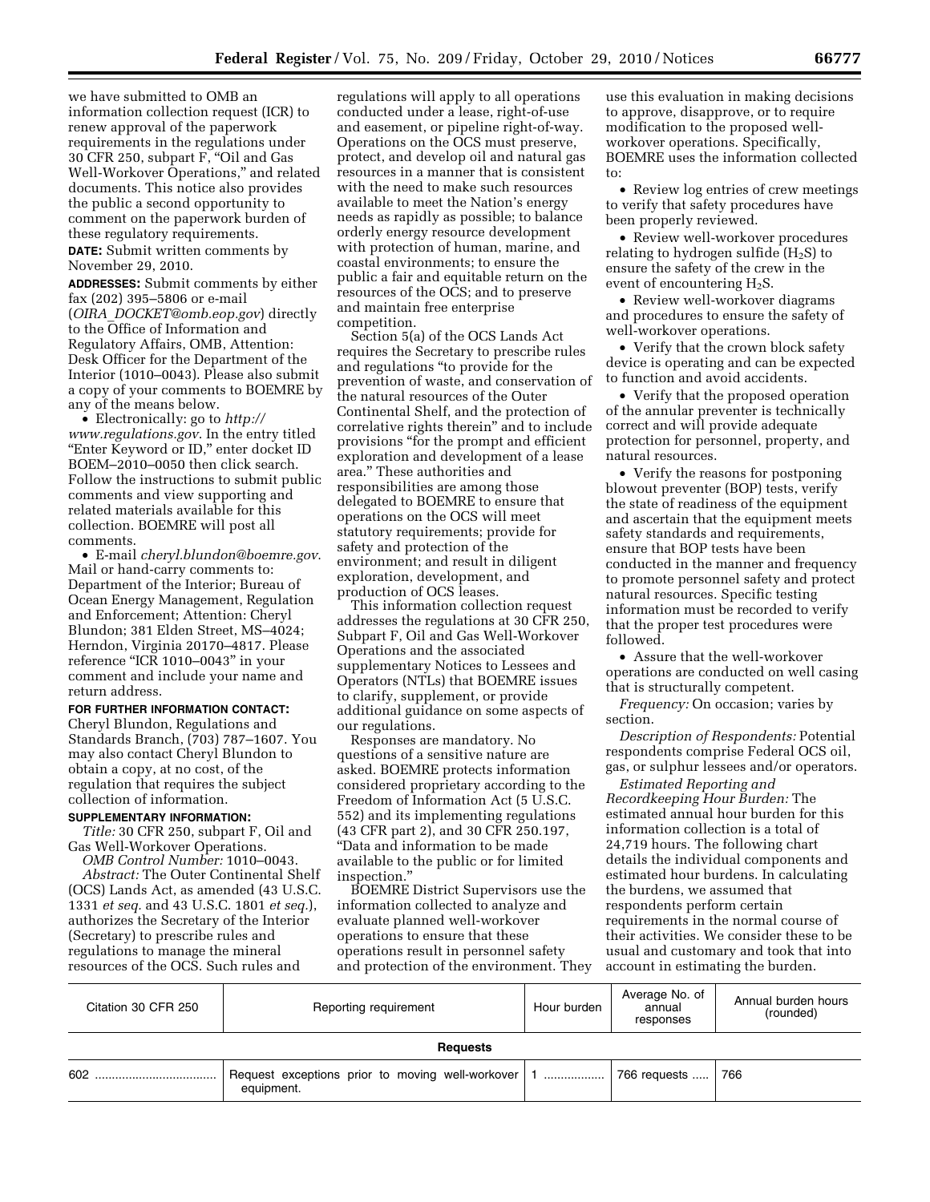we have submitted to OMB an information collection request (ICR) to renew approval of the paperwork requirements in the regulations under 30 CFR 250, subpart F, "Oil and Gas Well-Workover Operations," and related documents. This notice also provides the public a second opportunity to comment on the paperwork burden of these regulatory requirements.

**DATE:** Submit written comments by November 29, 2010.

**ADDRESSES:** Submit comments by either fax (202) 395–5806 or e-mail (*OIRA_DOCKET@omb.eop.gov*) directly to the Office of Information and Regulatory Affairs, OMB, Attention: Desk Officer for the Department of the Interior (1010–0043). Please also submit a copy of your comments to BOEMRE by any of the means below.

- Electronically: go to *http://www.regulations.gov*. In the entry titled "Enter Keyword or ID," enter docket ID BOEM–2010–0050 then click search. Follow the instructions to submit public comments and view supporting and related materials available for this collection. BOEMRE will post all comments.
- E-mail *cheryl.blundon@boemre.gov*. Mail or hand-carry comments to: Department of the Interior; Bureau of Ocean Energy Management, Regulation and Enforcement; Attention: Cheryl Blundon; 381 Elden Street, MS–4024; Herndon, Virginia 20170–4817. Please reference "ICR 1010–0043" in your comment and include your name and return address.

**FOR FURTHER INFORMATION CONTACT:** Cheryl Blundon, Regulations and Standards Branch, (703) 787–1607. You may also contact Cheryl Blundon to obtain a copy, at no cost, of the regulation that requires the subject collection of information.

**SUPPLEMENTARY INFORMATION:**

*Title:* 30 CFR 250, subpart F, Oil and Gas Well-Workover Operations.

*OMB Control Number:* 1010–0043.

*Abstract:* The Outer Continental Shelf (OCS) Lands Act, as amended (43 U.S.C. 1331 *et seq.* and 43 U.S.C. 1801 *et seq.*), authorizes the Secretary of the Interior (Secretary) to prescribe rules and regulations to manage the mineral resources of the OCS. Such rules and regulations will apply to all operations conducted under a lease, right-of-use and easement, or pipeline right-of-way. Operations on the OCS must preserve, protect, and develop oil and natural gas resources in a manner that is consistent with the need to make such resources available to meet the Nation's energy needs as rapidly as possible; to balance orderly energy resource development with protection of human, marine, and coastal environments; to ensure the public a fair and equitable return on the resources of the OCS; and to preserve and maintain free enterprise competition.

Section 5(a) of the OCS Lands Act requires the Secretary to prescribe rules and regulations "to provide for the prevention of waste, and conservation of the natural resources of the Outer Continental Shelf, and the protection of correlative rights therein" and to include provisions "for the prompt and efficient exploration and development of a lease area." These authorities and responsibilities are among those delegated to BOEMRE to ensure that operations on the OCS will meet statutory requirements; provide for safety and protection of the environment; and result in diligent exploration, development, and production of OCS leases.

This information collection request addresses the regulations at 30 CFR 250, Subpart F, Oil and Gas Well-Workover Operations and the associated supplementary Notices to Lessees and Operators (NTLs) that BOEMRE issues to clarify, supplement, or provide additional guidance on some aspects of our regulations.

Responses are mandatory. No questions of a sensitive nature are asked. BOEMRE protects information considered proprietary according to the Freedom of Information Act (5 U.S.C. 552) and its implementing regulations (43 CFR part 2), and 30 CFR 250.197, "Data and information to be made available to the public or for limited inspection."

BOEMRE District Supervisors use the information collected to analyze and evaluate planned well-workover operations to ensure that these operations result in personnel safety and protection of the environment. They use this evaluation in making decisions to approve, disapprove, or to require modification to the proposed well-workover operations. Specifically, BOEMRE uses the information collected to:

- Review log entries of crew meetings to verify that safety procedures have been properly reviewed.
- Review well-workover procedures relating to hydrogen sulfide ($H_2S$) to ensure the safety of the crew in the event of encountering $H_2S$.
- Review well-workover diagrams and procedures to ensure the safety of well-workover operations.
- Verify that the crown block safety device is operating and can be expected to function and avoid accidents.
- Verify that the proposed operation of the annular preventer is technically correct and will provide adequate protection for personnel, property, and natural resources.
- Verify the reasons for postponing blowout preventer (BOP) tests, verify the state of readiness of the equipment and ascertain that the equipment meets safety standards and requirements, ensure that BOP tests have been conducted in the manner and frequency to promote personnel safety and protect natural resources. Specific testing information must be recorded to verify that the proper test procedures were followed.
- Assure that the well-workover operations are conducted on well casing that is structurally competent.

*Frequency:* On occasion; varies by section.

*Description of Respondents:* Potential respondents comprise Federal OCS oil, gas, or sulphur lessees and/or operators.

*Estimated Reporting and Recordkeeping Hour Burden:* The estimated annual hour burden for this information collection is a total of 24,719 hours. The following chart details the individual components and estimated hour burdens. In calculating the burdens, we assumed that respondents perform certain requirements in the normal course of their activities. We consider these to be usual and customary and took that into account in estimating the burden.

| Citation 30 CFR 250 | Reporting requirement | Hour burden | Average No. of annual responses | Annual burden hours (rounded) |
|---|---|---|---|---|
| **Requests** | | | | |
| 602 | Request exceptions prior to moving well-workover equipment. | 1 | 766 requests | 766 |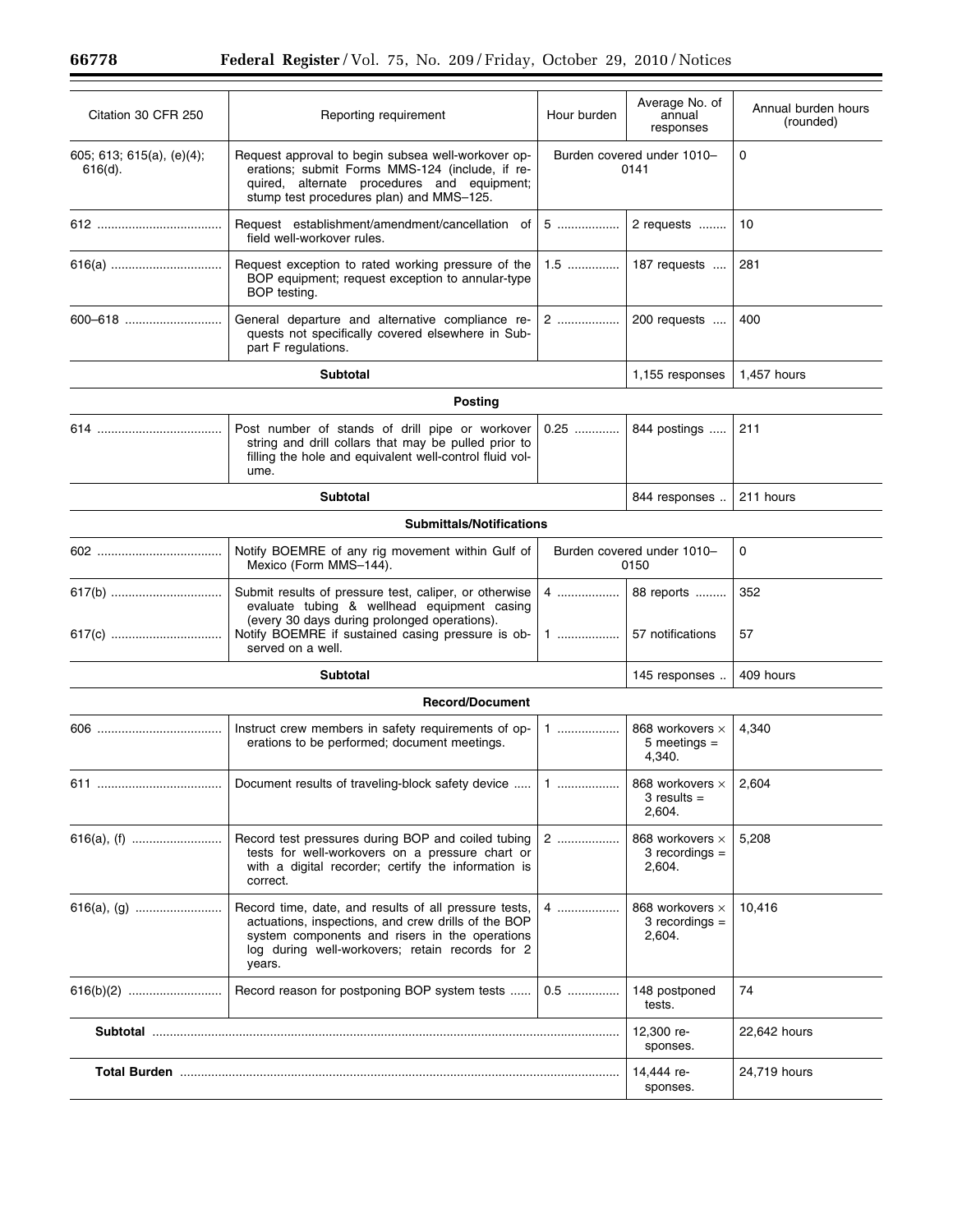| Citation 30 CFR 250 | Reporting requirement | Hour burden | Average No. of annual responses | Annual burden hours (rounded) |
|---|---|---|---|---|
| 605; 613; 615(a), (e)(4); 616(d). | Request approval to begin subsea well-workover operations; submit Forms MMS-124 (include, if required, alternate procedures and equipment; stump test procedures plan) and MMS-125. | Burden covered under 1010–0141 | | 0 |
| 612 | Request establishment/amendment/cancellation of field well-workover rules. | 5 | 2 requests | 10 |
| 616(a) | Request exception to rated working pressure of the BOP equipment; request exception to annular-type BOP testing. | 1.5 | 187 requests | 281 |
| 600–618 | General departure and alternative compliance requests not specifically covered elsewhere in Subpart F regulations. | 2 | 200 requests | 400 |
| **Subtotal** | | | 1,155 responses | 1,457 hours |
| **Posting** | | | | |
| 614 | Post number of stands of drill pipe or workover string and drill collars that may be pulled prior to filling the hole and equivalent well-control fluid volume. | 0.25 | 844 postings | 211 |
| **Subtotal** | | | 844 responses | 211 hours |
| **Submittals/Notifications** | | | | |
| 602 | Notify BOEMRE of any rig movement within Gulf of Mexico (Form MMS–144). | Burden covered under 1010–0150 | | 0 |
| 617(b) | Submit results of pressure test, caliper, or otherwise evaluate tubing & wellhead equipment casing (every 30 days during prolonged operations). | 4 | 88 reports | 352 |
| 617(c) | Notify BOEMRE if sustained casing pressure is observed on a well. | 1 | 57 notifications | 57 |
| **Subtotal** | | | 145 responses | 409 hours |
| **Record/Document** | | | | |
| 606 | Instruct crew members in safety requirements of operations to be performed; document meetings. | 1 | 868 workovers × 5 meetings = 4,340. | 4,340 |
| 611 | Document results of traveling-block safety device | 1 | 868 workovers × 3 results = 2,604. | 2,604 |
| 616(a), (f) | Record test pressures during BOP and coiled tubing tests for well-workovers on a pressure chart or with a digital recorder; certify the information is correct. | 2 | 868 workovers × 3 recordings = 2,604. | 5,208 |
| 616(a), (g) | Record time, date, and results of all pressure tests, actuations, inspections, and crew drills of the BOP system components and risers in the operations log during well-workovers; retain records for 2 years. | 4 | 868 workovers × 3 recordings = 2,604. | 10,416 |
| 616(b)(2) | Record reason for postponing BOP system tests | 0.5 | 148 postponed tests. | 74 |
| **Subtotal** | | | 12,300 responses. | 22,642 hours |
| **Total Burden** | | | 14,444 responses. | 24,719 hours |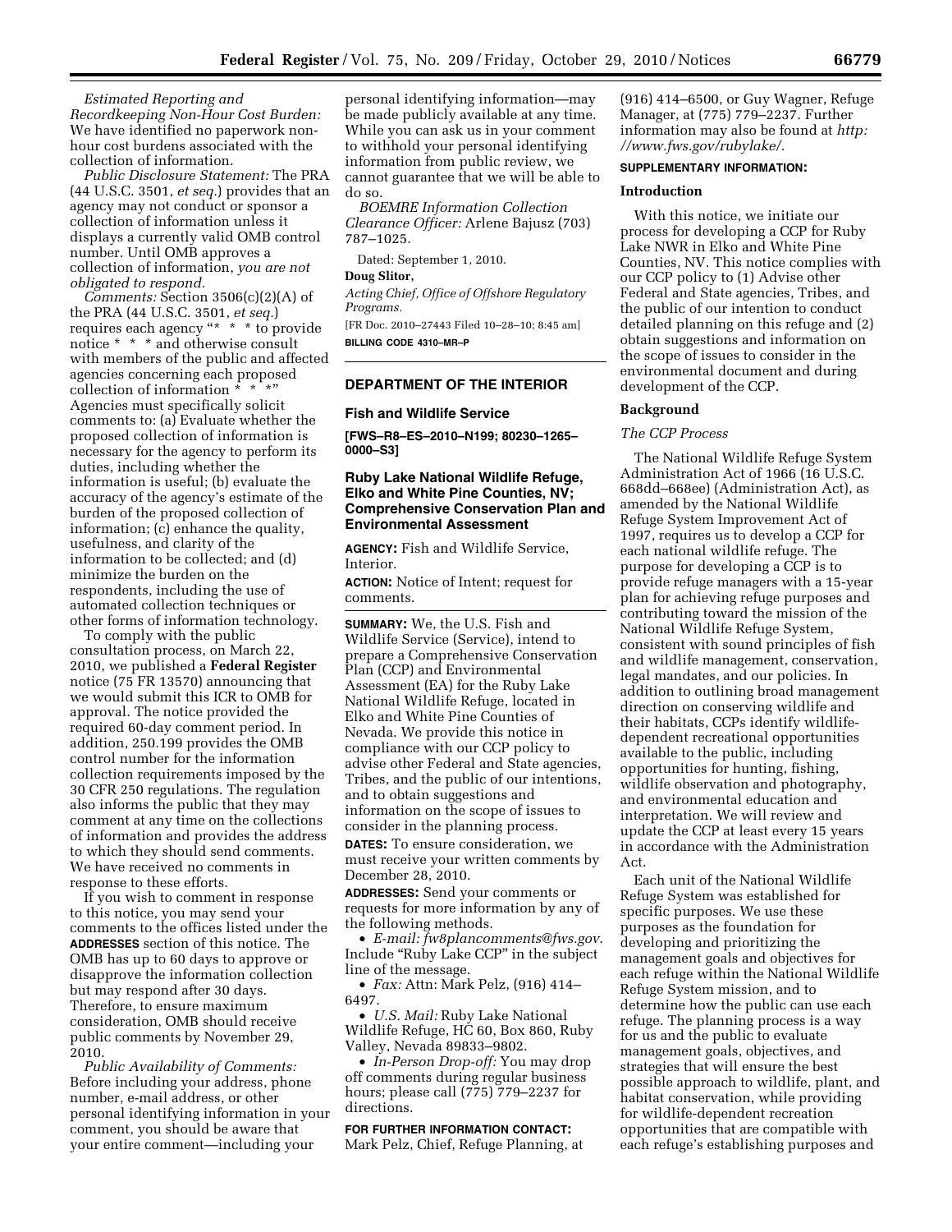*Estimated Reporting and Recordkeeping Non-Hour Cost Burden:* We have identified no paperwork non-hour cost burdens associated with the collection of information.

*Public Disclosure Statement:* The PRA (44 U.S.C. 3501, *et seq.*) provides that an agency may not conduct or sponsor a collection of information unless it displays a currently valid OMB control number. Until OMB approves a collection of information, *you are not obligated to respond.*

*Comments:* Section 3506(c)(2)(A) of the PRA (44 U.S.C. 3501, *et seq.*) requires each agency "* * * to provide notice * * * and otherwise consult with members of the public and affected agencies concerning each proposed collection of information * * *" Agencies must specifically solicit comments to: (a) Evaluate whether the proposed collection of information is necessary for the agency to perform its duties, including whether the information is useful; (b) evaluate the accuracy of the agency's estimate of the burden of the proposed collection of information; (c) enhance the quality, usefulness, and clarity of the information to be collected; and (d) minimize the burden on the respondents, including the use of automated collection techniques or other forms of information technology.

To comply with the public consultation process, on March 22, 2010, we published a **Federal Register** notice (75 FR 13570) announcing that we would submit this ICR to OMB for approval. The notice provided the required 60-day comment period. In addition, 250.199 provides the OMB control number for the information collection requirements imposed by the 30 CFR 250 regulations. The regulation also informs the public that they may comment at any time on the collections of information and provides the address to which they should send comments. We have received no comments in response to these efforts.

If you wish to comment in response to this notice, you may send your comments to the offices listed under the **ADDRESSES** section of this notice. The OMB has up to 60 days to approve or disapprove the information collection but may respond after 30 days. Therefore, to ensure maximum consideration, OMB should receive public comments by November 29, 2010.

*Public Availability of Comments:* Before including your address, phone number, e-mail address, or other personal identifying information in your comment, you should be aware that your entire comment—including your personal identifying information—may be made publicly available at any time. While you can ask us in your comment to withhold your personal identifying information from public review, we cannot guarantee that we will be able to do so.

*BOEMRE Information Collection Clearance Officer:* Arlene Bajusz (703) 787–1025.

Dated: September 1, 2010.

**Doug Slitor,**

*Acting Chief, Office of Offshore Regulatory Programs.*

[FR Doc. 2010–27443 Filed 10–28–10; 8:45 am]

**BILLING CODE 4310–MR–P**

---

## DEPARTMENT OF THE INTERIOR

### Fish and Wildlife Service

**[FWS–R8–ES–2010–N199; 80230–1265–0000–S3]**

### Ruby Lake National Wildlife Refuge, Elko and White Pine Counties, NV; Comprehensive Conservation Plan and Environmental Assessment

**AGENCY:** Fish and Wildlife Service, Interior.

**ACTION:** Notice of Intent; request for comments.

**SUMMARY:** We, the U.S. Fish and Wildlife Service (Service), intend to prepare a Comprehensive Conservation Plan (CCP) and Environmental Assessment (EA) for the Ruby Lake National Wildlife Refuge, located in Elko and White Pine Counties of Nevada. We provide this notice in compliance with our CCP policy to advise other Federal and State agencies, Tribes, and the public of our intentions, and to obtain suggestions and information on the scope of issues to consider in the planning process.

**DATES:** To ensure consideration, we must receive your written comments by December 28, 2010.

**ADDRESSES:** Send your comments or requests for more information by any of the following methods.

- *E-mail: fw8plancomments@fws.gov*. Include "Ruby Lake CCP" in the subject line of the message.
- *Fax:* Attn: Mark Pelz, (916) 414–6497.
- *U.S. Mail:* Ruby Lake National Wildlife Refuge, HC 60, Box 860, Ruby Valley, Nevada 89833–9802.
- *In-Person Drop-off:* You may drop off comments during regular business hours; please call (775) 779–2237 for directions.

**FOR FURTHER INFORMATION CONTACT:** Mark Pelz, Chief, Refuge Planning, at (916) 414–6500, or Guy Wagner, Refuge Manager, at (775) 779–2237. Further information may also be found at *http://www.fws.gov/rubylake/*.

**SUPPLEMENTARY INFORMATION:**

#### Introduction

With this notice, we initiate our process for developing a CCP for Ruby Lake NWR in Elko and White Pine Counties, NV. This notice complies with our CCP policy to (1) Advise other Federal and State agencies, Tribes, and the public of our intention to conduct detailed planning on this refuge and (2) obtain suggestions and information on the scope of issues to consider in the environmental document and during development of the CCP.

#### Background

*The CCP Process*

The National Wildlife Refuge System Administration Act of 1966 (16 U.S.C. 668dd–668ee) (Administration Act), as amended by the National Wildlife Refuge System Improvement Act of 1997, requires us to develop a CCP for each national wildlife refuge. The purpose for developing a CCP is to provide refuge managers with a 15-year plan for achieving refuge purposes and contributing toward the mission of the National Wildlife Refuge System, consistent with sound principles of fish and wildlife management, conservation, legal mandates, and our policies. In addition to outlining broad management direction on conserving wildlife and their habitats, CCPs identify wildlife-dependent recreational opportunities available to the public, including opportunities for hunting, fishing, wildlife observation and photography, and environmental education and interpretation. We will review and update the CCP at least every 15 years in accordance with the Administration Act.

Each unit of the National Wildlife Refuge System was established for specific purposes. We use these purposes as the foundation for developing and prioritizing the management goals and objectives for each refuge within the National Wildlife Refuge System mission, and to determine how the public can use each refuge. The planning process is a way for us and the public to evaluate management goals, objectives, and strategies that will ensure the best possible approach to wildlife, plant, and habitat conservation, while providing for wildlife-dependent recreation opportunities that are compatible with each refuge's establishing purposes and